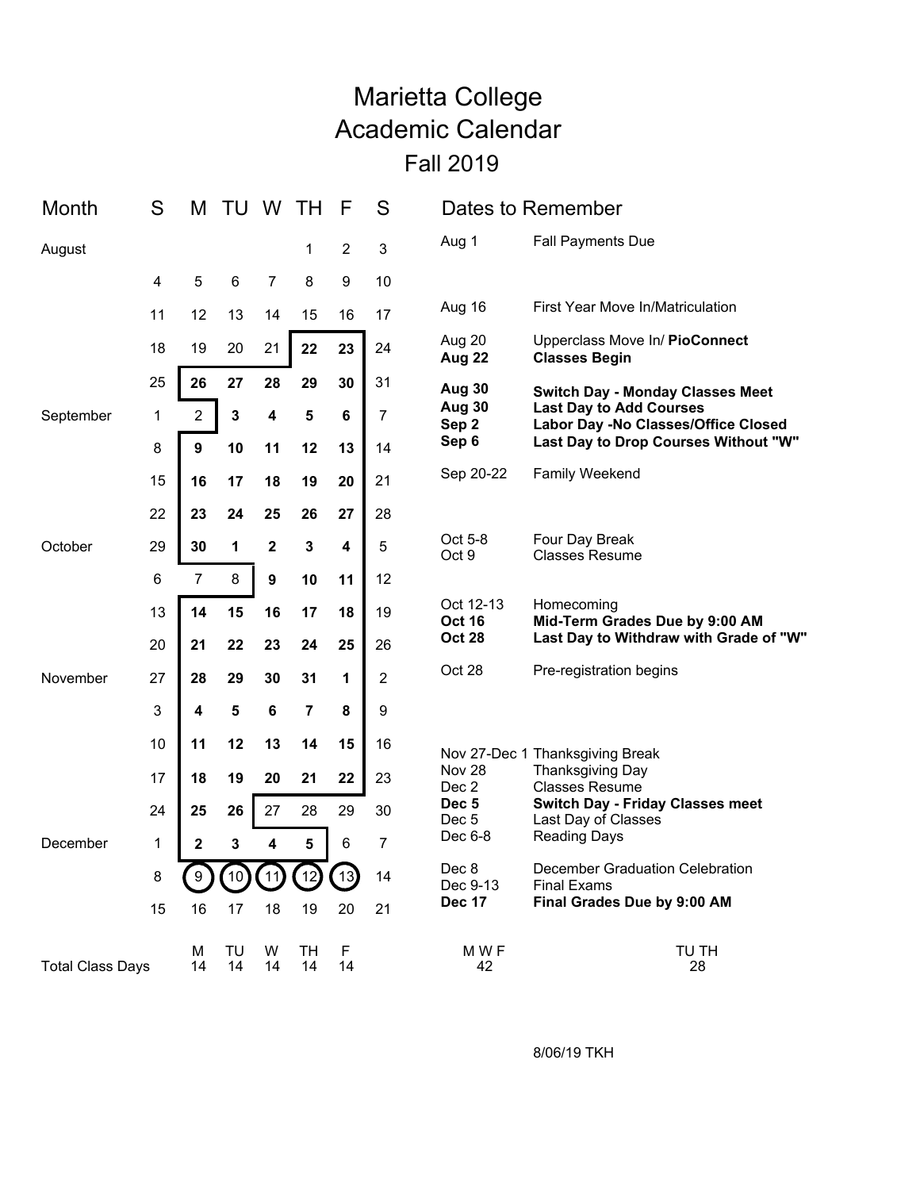# Marietta College
# Academic Calendar
## Fall 2019

| Month | S | M | TU | W | TH | F | S |
|---|---|---|---|---|---|---|---|
| August | | | | | 1 | 2 | 3 |
| | 4 | 5 | 6 | 7 | 8 | 9 | 10 |
| | 11 | 12 | 13 | 14 | 15 | 16 | 17 |
| | 18 | 19 | 20 | 21 | **22** | **23** | 24 |
| | 25 | **26** | **27** | **28** | **29** | **30** | 31 |
| September | 1 | 2 | **3** | **4** | **5** | **6** | 7 |
| | 8 | **9** | **10** | **11** | **12** | **13** | 14 |
| | 15 | **16** | **17** | **18** | **19** | **20** | 21 |
| | 22 | **23** | **24** | **25** | **26** | **27** | 28 |
| October | 29 | **30** | **1** | **2** | **3** | **4** | 5 |
| | 6 | 7 | 8 | **9** | **10** | **11** | 12 |
| | 13 | **14** | **15** | **16** | **17** | **18** | 19 |
| | 20 | **21** | **22** | **23** | **24** | **25** | 26 |
| November | 27 | **28** | **29** | **30** | **31** | **1** | 2 |
| | 3 | **4** | **5** | **6** | **7** | **8** | 9 |
| | 10 | **11** | **12** | **13** | **14** | **15** | 16 |
| | 17 | **18** | **19** | **20** | **21** | **22** | 23 |
| | 24 | **25** | **26** | 27 | 28 | 29 | 30 |
| December | 1 | **2** | **3** | **4** | **5** | 6 | 7 |
| | 8 | (9) | (10) | (11) | (12) | (13) | 14 |
| | 15 | 16 | 17 | 18 | 19 | 20 | 21 |
| Total Class Days | | 14 | 14 | 14 | 14 | 14 | |

## Dates to Remember

| Date | Event |
|---|---|
| Aug 1 | Fall Payments Due |
| Aug 16 | First Year Move In/Matriculation |
| Aug 20 | Upperclass Move In/ **PioConnect** |
| **Aug 22** | **Classes Begin** |
| **Aug 30** | **Switch Day - Monday Classes Meet** |
| **Aug 30** | **Last Day to Add Courses** |
| **Sep 2** | **Labor Day -No Classes/Office Closed** |
| **Sep 6** | **Last Day to Drop Courses Without "W"** |
| Sep 20-22 | Family Weekend |
| Oct 5-8 | Four Day Break |
| Oct 9 | Classes Resume |
| Oct 12-13 | Homecoming |
| **Oct 16** | **Mid-Term Grades Due by 9:00 AM** |
| **Oct 28** | **Last Day to Withdraw with Grade of "W"** |
| Oct 28 | Pre-registration begins |
| Nov 27-Dec 1 | Thanksgiving Break |
| Nov 28 | Thanksgiving Day |
| Dec 2 | Classes Resume |
| **Dec 5** | **Switch Day - Friday Classes meet** |
| Dec 5 | Last Day of Classes |
| Dec 6-8 | Reading Days |
| Dec 8 | December Graduation Celebration |
| Dec 9-13 | Final Exams |
| **Dec 17** | **Final Grades Due by 9:00 AM** |

| M W F | TU TH |
|---|---|
| 42 | 28 |

8/06/19 TKH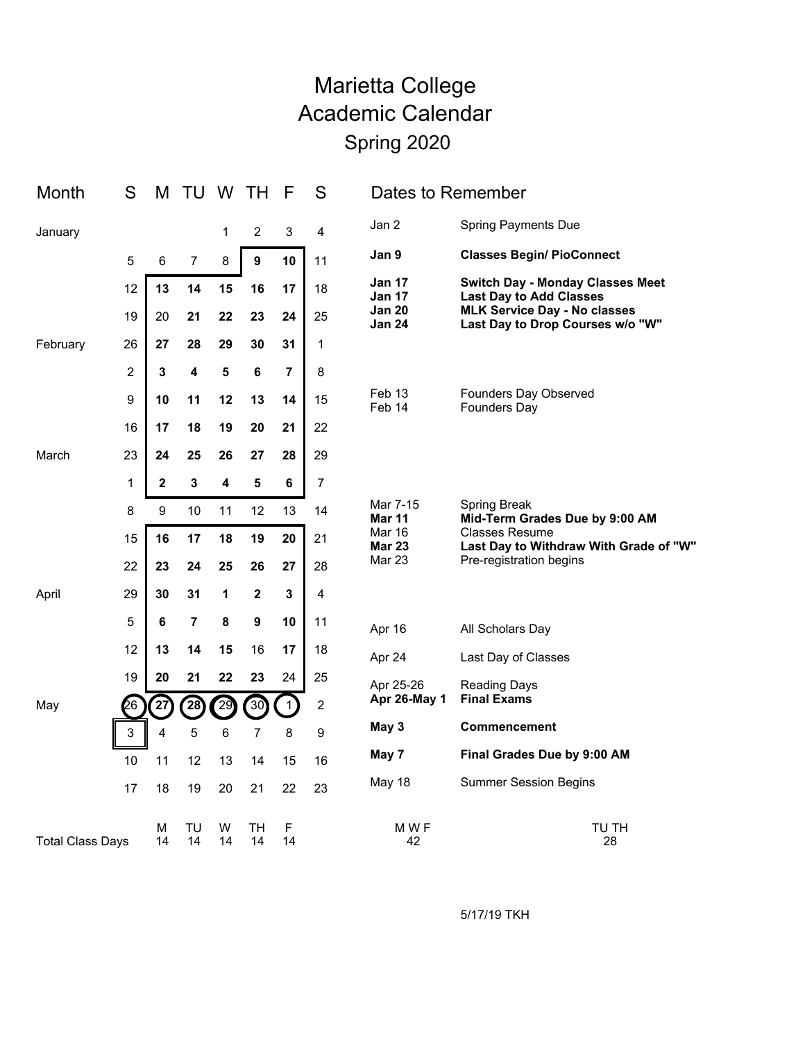# Marietta College
# Academic Calendar
## Spring 2020

| Month | S | M | TU | W | TH | F | S |
|---|---|---|---|---|---|---|---|
| January | | | | 1 | 2 | 3 | 4 |
| | 5 | 6 | 7 | 8 | **9** | **10** | 11 |
| | 12 | **13** | **14** | **15** | **16** | **17** | 18 |
| | 19 | 20 | **21** | **22** | **23** | **24** | 25 |
| February | 26 | **27** | **28** | **29** | **30** | **31** | 1 |
| | 2 | **3** | **4** | **5** | **6** | **7** | 8 |
| | 9 | **10** | **11** | **12** | **13** | **14** | 15 |
| | 16 | **17** | **18** | **19** | **20** | **21** | 22 |
| March | 23 | **24** | **25** | **26** | **27** | **28** | 29 |
| | 1 | **2** | **3** | **4** | **5** | **6** | 7 |
| | 8 | 9 | 10 | 11 | 12 | 13 | 14 |
| | 15 | **16** | **17** | **18** | **19** | **20** | 21 |
| | 22 | **23** | **24** | **25** | **26** | **27** | 28 |
| April | 29 | **30** | **31** | **1** | **2** | **3** | 4 |
| | 5 | **6** | **7** | **8** | **9** | **10** | 11 |
| | 12 | **13** | **14** | **15** | 16 | **17** | 18 |
| | 19 | **20** | **21** | **22** | **23** | 24 | 25 |
| May | 26 | **27** | **28** | 29 | 30 | 1 | 2 |
| | 3 | 4 | 5 | 6 | 7 | 8 | 9 |
| | 10 | 11 | 12 | 13 | 14 | 15 | 16 |
| | 17 | 18 | 19 | 20 | 21 | 22 | 23 |
| Total Class Days | | M 14 | TU 14 | W 14 | TH 14 | F 14 | |

## Dates to Remember

| | |
|---|---|
| Jan 2 | Spring Payments Due |
| **Jan 9** | **Classes Begin/ PioConnect** |
| **Jan 17** | **Switch Day - Monday Classes Meet** |
| **Jan 17** | **Last Day to Add Classes** |
| **Jan 20** | **MLK Service Day - No classes** |
| **Jan 24** | **Last Day to Drop Courses w/o "W"** |
| Feb 13 | Founders Day Observed |
| Feb 14 | Founders Day |
| Mar 7-15 | Spring Break |
| **Mar 11** | **Mid-Term Grades Due by 9:00 AM** |
| Mar 16 | Classes Resume |
| **Mar 23** | **Last Day to Withdraw With Grade of "W"** |
| Mar 23 | Pre-registration begins |
| Apr 16 | All Scholars Day |
| Apr 24 | Last Day of Classes |
| Apr 25-26 | Reading Days |
| **Apr 26-May 1** | **Final Exams** |
| **May 3** | **Commencement** |
| **May 7** | **Final Grades Due by 9:00 AM** |
| May 18 | Summer Session Begins |

| M W F | TU TH |
|---|---|
| 42 | 28 |

5/17/19 TKH